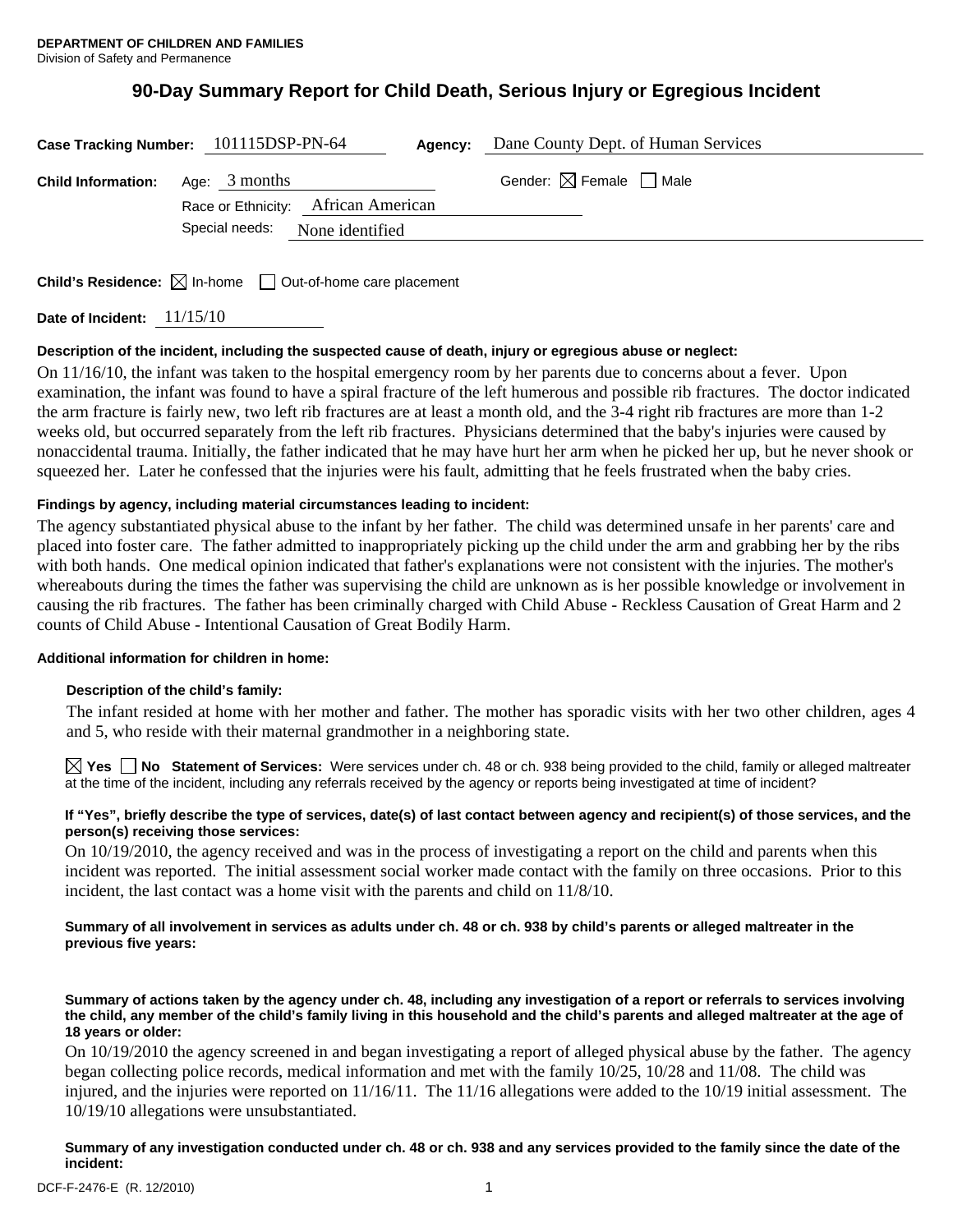**DEPARTMENT OF CHILDREN AND FAMILIES**
Division of Safety and Permanence

# 90-Day Summary Report for Child Death, Serious Injury or Egregious Incident

**Case Tracking Number:** 101115DSP-PN-64 **Agency:** Dane County Dept. of Human Services

**Child Information:** Age: 3 months Gender: ☒ Female ☐ Male

Race or Ethnicity: African American

Special needs: None identified

**Child's Residence:** ☒ In-home ☐ Out-of-home care placement

**Date of Incident:** 11/15/10

**Description of the incident, including the suspected cause of death, injury or egregious abuse or neglect:**

On 11/16/10, the infant was taken to the hospital emergency room by her parents due to concerns about a fever. Upon examination, the infant was found to have a spiral fracture of the left humerous and possible rib fractures. The doctor indicated the arm fracture is fairly new, two left rib fractures are at least a month old, and the 3-4 right rib fractures are more than 1-2 weeks old, but occurred separately from the left rib fractures. Physicians determined that the baby's injuries were caused by nonaccidental trauma. Initially, the father indicated that he may have hurt her arm when he picked her up, but he never shook or squeezed her. Later he confessed that the injuries were his fault, admitting that he feels frustrated when the baby cries.

**Findings by agency, including material circumstances leading to incident:**

The agency substantiated physical abuse to the infant by her father. The child was determined unsafe in her parents' care and placed into foster care. The father admitted to inappropriately picking up the child under the arm and grabbing her by the ribs with both hands. One medical opinion indicated that father's explanations were not consistent with the injuries. The mother's whereabouts during the times the father was supervising the child are unknown as is her possible knowledge or involvement in causing the rib fractures. The father has been criminally charged with Child Abuse - Reckless Causation of Great Harm and 2 counts of Child Abuse - Intentional Causation of Great Bodily Harm.

**Additional information for children in home:**

**Description of the child's family:**

The infant resided at home with her mother and father. The mother has sporadic visits with her two other children, ages 4 and 5, who reside with their maternal grandmother in a neighboring state.

☒ **Yes** ☐ **No** **Statement of Services:** Were services under ch. 48 or ch. 938 being provided to the child, family or alleged maltreater at the time of the incident, including any referrals received by the agency or reports being investigated at time of incident?

**If "Yes", briefly describe the type of services, date(s) of last contact between agency and recipient(s) of those services, and the person(s) receiving those services:**

On 10/19/2010, the agency received and was in the process of investigating a report on the child and parents when this incident was reported. The initial assessment social worker made contact with the family on three occasions. Prior to this incident, the last contact was a home visit with the parents and child on 11/8/10.

**Summary of all involvement in services as adults under ch. 48 or ch. 938 by child's parents or alleged maltreater in the previous five years:**

**Summary of actions taken by the agency under ch. 48, including any investigation of a report or referrals to services involving the child, any member of the child's family living in this household and the child's parents and alleged maltreater at the age of 18 years or older:**

On 10/19/2010 the agency screened in and began investigating a report of alleged physical abuse by the father. The agency began collecting police records, medical information and met with the family 10/25, 10/28 and 11/08. The child was injured, and the injuries were reported on 11/16/11. The 11/16 allegations were added to the 10/19 initial assessment. The 10/19/10 allegations were unsubstantiated.

**Summary of any investigation conducted under ch. 48 or ch. 938 and any services provided to the family since the date of the incident:**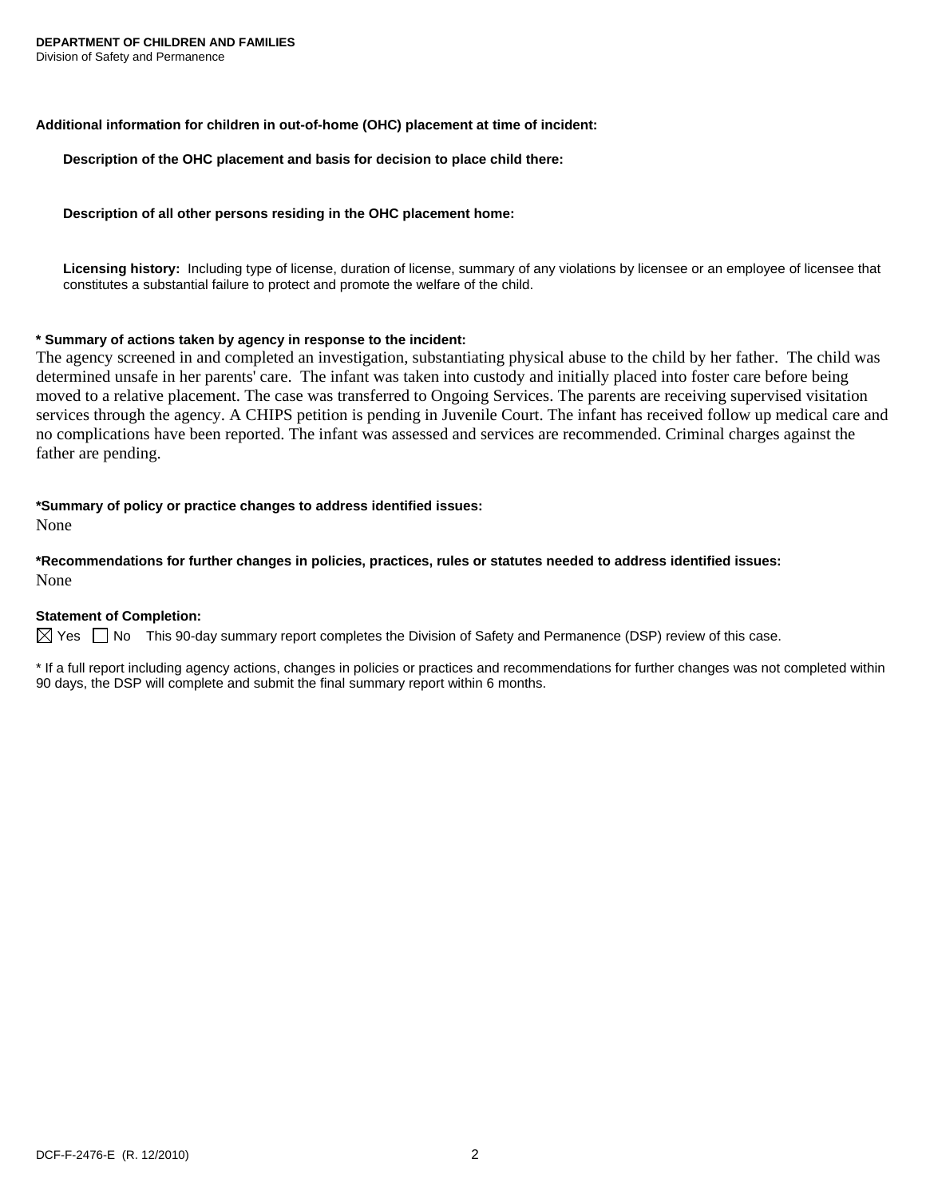**Additional information for children in out-of-home (OHC) placement at time of incident:**

**Description of the OHC placement and basis for decision to place child there:**

**Description of all other persons residing in the OHC placement home:**

**Licensing history:** Including type of license, duration of license, summary of any violations by licensee or an employee of licensee that constitutes a substantial failure to protect and promote the welfare of the child.

**\* Summary of actions taken by agency in response to the incident:**

The agency screened in and completed an investigation, substantiating physical abuse to the child by her father. The child was determined unsafe in her parents' care. The infant was taken into custody and initially placed into foster care before being moved to a relative placement. The case was transferred to Ongoing Services. The parents are receiving supervised visitation services through the agency. A CHIPS petition is pending in Juvenile Court. The infant has received follow up medical care and no complications have been reported. The infant was assessed and services are recommended. Criminal charges against the father are pending.

**\*Summary of policy or practice changes to address identified issues:**

None

**\*Recommendations for further changes in policies, practices, rules or statutes needed to address identified issues:**

None

**Statement of Completion:**

☒ Yes ☐ No This 90-day summary report completes the Division of Safety and Permanence (DSP) review of this case.

\* If a full report including agency actions, changes in policies or practices and recommendations for further changes was not completed within 90 days, the DSP will complete and submit the final summary report within 6 months.